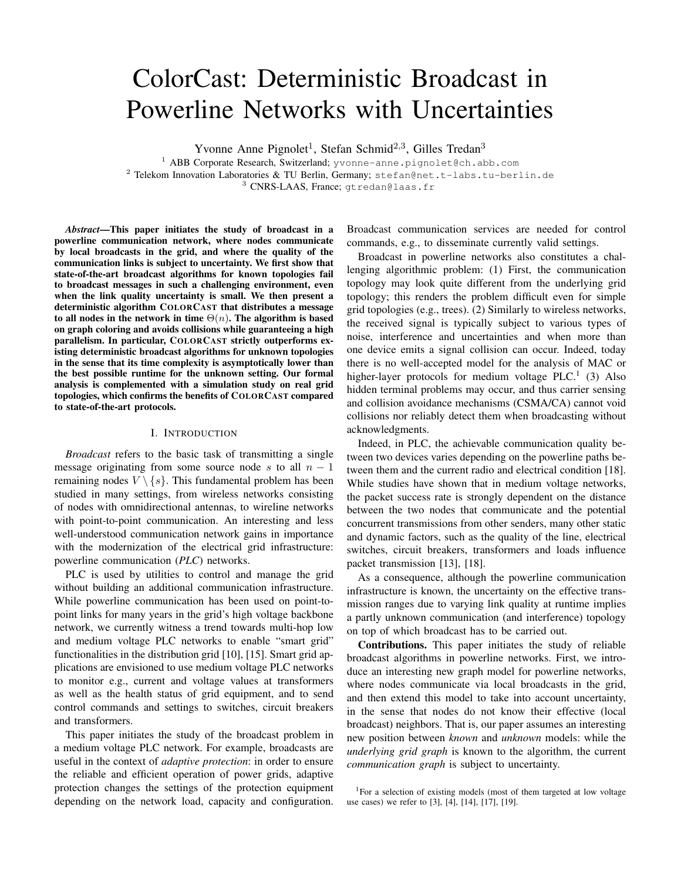# ColorCast: Deterministic Broadcast in Powerline Networks with Uncertainties

Yvonne Anne Pignolet[1], Stefan Schmid[2,3], Gilles Tredan[3]

[1] ABB Corporate Research, Switzerland; yvonne-anne.pignolet@ch.abb.com
[2] Telekom Innovation Laboratories & TU Berlin, Germany; stefan@net.t-labs.tu-berlin.de
[3] CNRS-LAAS, France; gtredan@laas.fr

***Abstract*—This paper initiates the study of broadcast in a powerline communication network, where nodes communicate by local broadcasts in the grid, and where the quality of the communication links is subject to uncertainty. We first show that state-of-the-art broadcast algorithms for known topologies fail to broadcast messages in such a challenging environment, even when the link quality uncertainty is small. We then present a deterministic algorithm COLORCAST that distributes a message to all nodes in the network in time $\Theta(n)$. The algorithm is based on graph coloring and avoids collisions while guaranteeing a high parallelism. In particular, COLORCAST strictly outperforms existing deterministic broadcast algorithms for unknown topologies in the sense that its time complexity is asymptotically lower than the best possible runtime for the unknown setting. Our formal analysis is complemented with a simulation study on real grid topologies, which confirms the benefits of COLORCAST compared to state-of-the-art protocols.**

## I. Introduction

*Broadcast* refers to the basic task of transmitting a single message originating from some source node $s$ to all $n-1$ remaining nodes $V \setminus \{s\}$. This fundamental problem has been studied in many settings, from wireless networks consisting of nodes with omnidirectional antennas, to wireline networks with point-to-point communication. An interesting and less well-understood communication network gains in importance with the modernization of the electrical grid infrastructure: powerline communication (*PLC*) networks.

PLC is used by utilities to control and manage the grid without building an additional communication infrastructure. While powerline communication has been used on point-to-point links for many years in the grid's high voltage backbone network, we currently witness a trend towards multi-hop low and medium voltage PLC networks to enable "smart grid" functionalities in the distribution grid [10], [15]. Smart grid applications are envisioned to use medium voltage PLC networks to monitor e.g., current and voltage values at transformers as well as the health status of grid equipment, and to send control commands and settings to switches, circuit breakers and transformers.

This paper initiates the study of the broadcast problem in a medium voltage PLC network. For example, broadcasts are useful in the context of *adaptive protection*: in order to ensure the reliable and efficient operation of power grids, adaptive protection changes the settings of the protection equipment depending on the network load, capacity and configuration. Broadcast communication services are needed for control commands, e.g., to disseminate currently valid settings.

Broadcast in powerline networks also constitutes a challenging algorithmic problem: (1) First, the communication topology may look quite different from the underlying grid topology; this renders the problem difficult even for simple grid topologies (e.g., trees). (2) Similarly to wireless networks, the received signal is typically subject to various types of noise, interference and uncertainties and when more than one device emits a signal collision can occur. Indeed, today there is no well-accepted model for the analysis of MAC or higher-layer protocols for medium voltage PLC.[1] (3) Also hidden terminal problems may occur, and thus carrier sensing and collision avoidance mechanisms (CSMA/CA) cannot void collisions nor reliably detect them when broadcasting without acknowledgments.

Indeed, in PLC, the achievable communication quality between two devices varies depending on the powerline paths between them and the current radio and electrical condition [18]. While studies have shown that in medium voltage networks, the packet success rate is strongly dependent on the distance between the two nodes that communicate and the potential concurrent transmissions from other senders, many other static and dynamic factors, such as the quality of the line, electrical switches, circuit breakers, transformers and loads influence packet transmission [13], [18].

As a consequence, although the powerline communication infrastructure is known, the uncertainty on the effective transmission ranges due to varying link quality at runtime implies a partly unknown communication (and interference) topology on top of which broadcast has to be carried out.

**Contributions.** This paper initiates the study of reliable broadcast algorithms in powerline networks. First, we introduce an interesting new graph model for powerline networks, where nodes communicate via local broadcasts in the grid, and then extend this model to take into account uncertainty, in the sense that nodes do not know their effective (local broadcast) neighbors. That is, our paper assumes an interesting new position between *known* and *unknown* models: while the *underlying grid graph* is known to the algorithm, the current *communication graph* is subject to uncertainty.

[1] For a selection of existing models (most of them targeted at low voltage use cases) we refer to [3], [4], [14], [17], [19].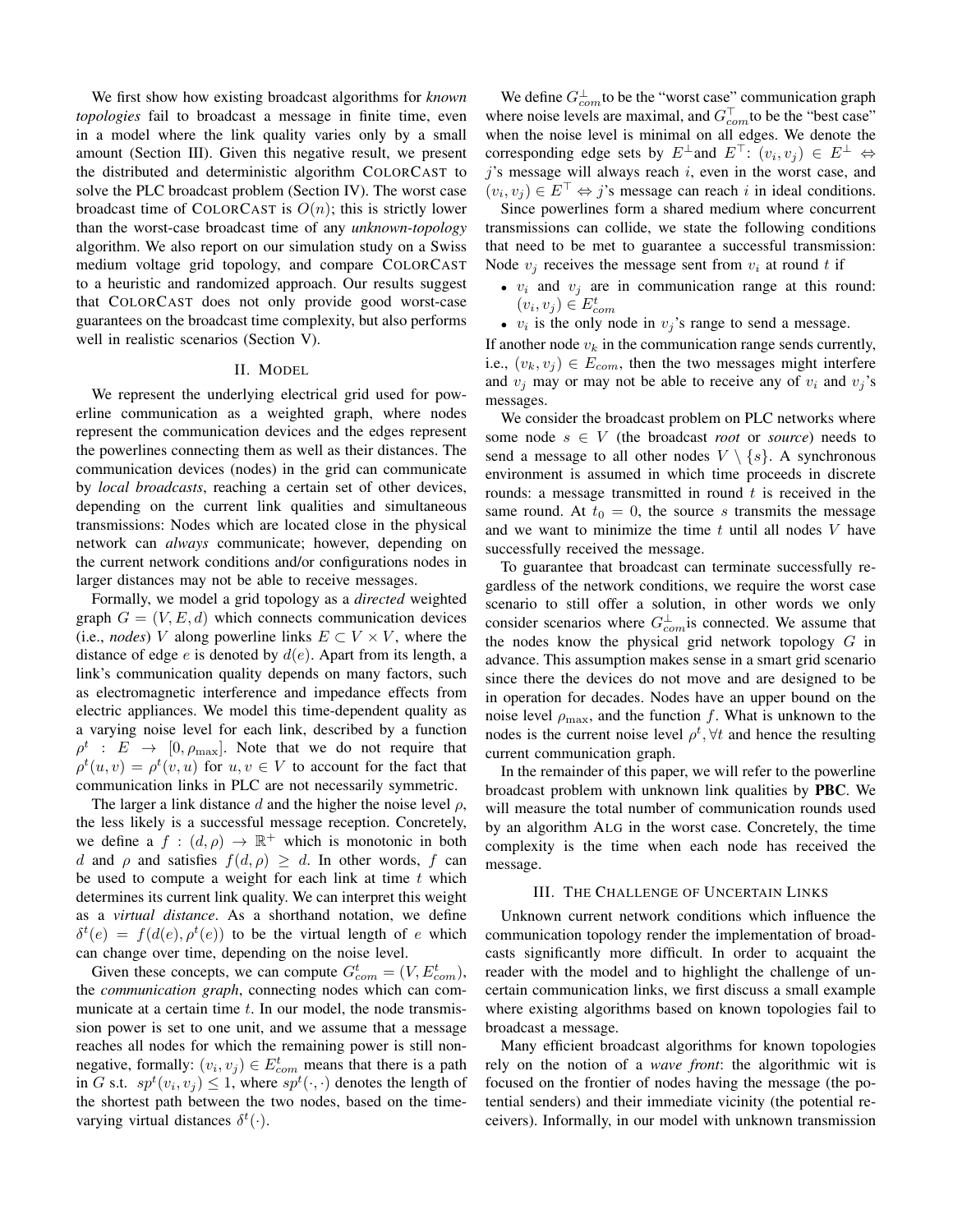We first show how existing broadcast algorithms for *known topologies* fail to broadcast a message in finite time, even in a model where the link quality varies only by a small amount (Section III). Given this negative result, we present the distributed and deterministic algorithm COLORCAST to solve the PLC broadcast problem (Section IV). The worst case broadcast time of COLORCAST is $O(n)$; this is strictly lower than the worst-case broadcast time of any *unknown-topology* algorithm. We also report on our simulation study on a Swiss medium voltage grid topology, and compare COLORCAST to a heuristic and randomized approach. Our results suggest that COLORCAST does not only provide good worst-case guarantees on the broadcast time complexity, but also performs well in realistic scenarios (Section V).

## II. MODEL

We represent the underlying electrical grid used for powerline communication as a weighted graph, where nodes represent the communication devices and the edges represent the powerlines connecting them as well as their distances. The communication devices (nodes) in the grid can communicate by *local broadcasts*, reaching a certain set of other devices, depending on the current link qualities and simultaneous transmissions: Nodes which are located close in the physical network can *always* communicate; however, depending on the current network conditions and/or configurations nodes in larger distances may not be able to receive messages.

Formally, we model a grid topology as a *directed* weighted graph $G = (V, E, d)$ which connects communication devices (i.e., *nodes*) $V$ along powerline links $E \subset V \times V$, where the distance of edge $e$ is denoted by $d(e)$. Apart from its length, a link's communication quality depends on many factors, such as electromagnetic interference and impedance effects from electric appliances. We model this time-dependent quality as a varying noise level for each link, described by a function $\rho^t : E \rightarrow [0, \rho_{\max}]$. Note that we do not require that $\rho^t(u, v) = \rho^t(v, u)$ for $u, v \in V$ to account for the fact that communication links in PLC are not necessarily symmetric.

The larger a link distance $d$ and the higher the noise level $\rho$, the less likely is a successful message reception. Concretely, we define a $f : (d, \rho) \rightarrow \mathbb{R}^+$ which is monotonic in both $d$ and $\rho$ and satisfies $f(d, \rho) \geq d$. In other words, $f$ can be used to compute a weight for each link at time $t$ which determines its current link quality. We can interpret this weight as a *virtual distance*. As a shorthand notation, we define $\delta^t(e) = f(d(e), \rho^t(e))$ to be the virtual length of $e$ which can change over time, depending on the noise level.

Given these concepts, we can compute $G^t_{com} = (V, E^t_{com})$, the *communication graph*, connecting nodes which can communicate at a certain time $t$. In our model, the node transmission power is set to one unit, and we assume that a message reaches all nodes for which the remaining power is still non-negative, formally: $(v_i, v_j) \in E^t_{com}$ means that there is a path in $G$ s.t. $sp^t(v_i, v_j) \leq 1$, where $sp^t(\cdot, \cdot)$ denotes the length of the shortest path between the two nodes, based on the time-varying virtual distances $\delta^t(\cdot)$.

We define $G^{\perp}_{com}$ to be the "worst case" communication graph where noise levels are maximal, and $G^{\top}_{com}$ to be the "best case" when the noise level is minimal on all edges. We denote the corresponding edge sets by $E^{\perp}$ and $E^{\top}$: $(v_i, v_j) \in E^{\perp} \Leftrightarrow$ $j$'s message will always reach $i$, even in the worst case, and $(v_i, v_j) \in E^{\top} \Leftrightarrow$ $j$'s message can reach $i$ in ideal conditions.

Since powerlines form a shared medium where concurrent transmissions can collide, we state the following conditions that need to be met to guarantee a successful transmission: Node $v_j$ receives the message sent from $v_i$ at round $t$ if

- $v_i$ and $v_j$ are in communication range at this round: $(v_i, v_j) \in E^t_{com}$
- $v_i$ is the only node in $v_j$'s range to send a message.

If another node $v_k$ in the communication range sends currently, i.e., $(v_k, v_j) \in E_{com}$, then the two messages might interfere and $v_j$ may or may not be able to receive any of $v_i$ and $v_j$'s messages.

We consider the broadcast problem on PLC networks where some node $s \in V$ (the broadcast *root* or *source*) needs to send a message to all other nodes $V \setminus \{s\}$. A synchronous environment is assumed in which time proceeds in discrete rounds: a message transmitted in round $t$ is received in the same round. At $t_0 = 0$, the source $s$ transmits the message and we want to minimize the time $t$ until all nodes $V$ have successfully received the message.

To guarantee that broadcast can terminate successfully regardless of the network conditions, we require the worst case scenario to still offer a solution, in other words we only consider scenarios where $G^{\perp}_{com}$ is connected. We assume that the nodes know the physical grid network topology $G$ in advance. This assumption makes sense in a smart grid scenario since there the devices do not move and are designed to be in operation for decades. Nodes have an upper bound on the noise level $\rho_{\max}$, and the function $f$. What is unknown to the nodes is the current noise level $\rho^t, \forall t$ and hence the resulting current communication graph.

In the remainder of this paper, we will refer to the powerline broadcast problem with unknown link qualities by **PBC**. We will measure the total number of communication rounds used by an algorithm ALG in the worst case. Concretely, the time complexity is the time when each node has received the message.

## III. THE CHALLENGE OF UNCERTAIN LINKS

Unknown current network conditions which influence the communication topology render the implementation of broadcasts significantly more difficult. In order to acquaint the reader with the model and to highlight the challenge of uncertain communication links, we first discuss a small example where existing algorithms based on known topologies fail to broadcast a message.

Many efficient broadcast algorithms for known topologies rely on the notion of a *wave front*: the algorithmic wit is focused on the frontier of nodes having the message (the potential senders) and their immediate vicinity (the potential receivers). Informally, in our model with unknown transmission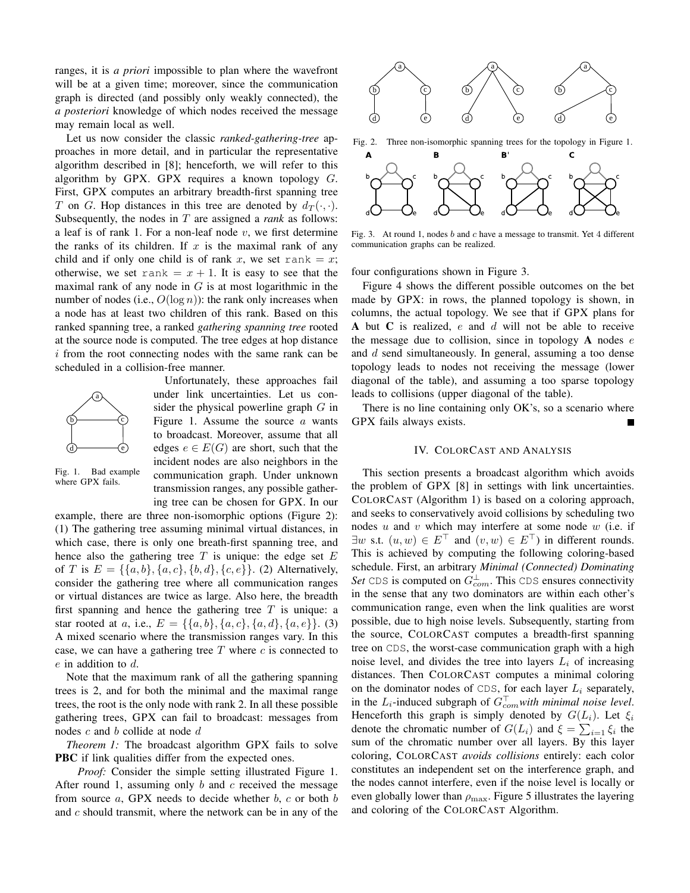ranges, it is *a priori* impossible to plan where the wavefront will be at a given time; moreover, since the communication graph is directed (and possibly only weakly connected), the *a posteriori* knowledge of which nodes received the message may remain local as well.

Let us now consider the classic *ranked-gathering-tree* approaches in more detail, and in particular the representative algorithm described in [8]; henceforth, we will refer to this algorithm by GPX. GPX requires a known topology $G$. First, GPX computes an arbitrary breadth-first spanning tree $T$ on $G$. Hop distances in this tree are denoted by $d_T(\cdot,\cdot)$. Subsequently, the nodes in $T$ are assigned a *rank* as follows: a leaf is of rank 1. For a non-leaf node $v$, we first determine the ranks of its children. If $x$ is the maximal rank of any child and if only one child is of rank $x$, we set `rank` $= x$; otherwise, we set `rank` $= x + 1$. It is easy to see that the maximal rank of any node in $G$ is at most logarithmic in the number of nodes (i.e., $O(\log n)$): the rank only increases when a node has at least two children of this rank. Based on this ranked spanning tree, a ranked *gathering spanning tree* rooted at the source node is computed. The tree edges at hop distance $i$ from the root connecting nodes with the same rank can be scheduled in a collision-free manner.

Fig. 1. Bad example where GPX fails.

Unfortunately, these approaches fail under link uncertainties. Let us consider the physical powerline graph $G$ in Figure 1. Assume the source $a$ wants to broadcast. Moreover, assume that all edges $e \in E(G)$ are short, such that the incident nodes are also neighbors in the communication graph. Under unknown transmission ranges, any possible gathering tree can be chosen for GPX. In our example, there are three non-isomorphic options (Figure 2): (1) The gathering tree assuming minimal virtual distances, in which case, there is only one breath-first spanning tree, and hence also the gathering tree $T$ is unique: the edge set $E$ of $T$ is $E = \{\{a, b\}, \{a, c\}, \{b, d\}, \{c, e\}\}$. (2) Alternatively, consider the gathering tree where all communication ranges or virtual distances are twice as large. Also here, the breadth first spanning and hence the gathering tree $T$ is unique: a star rooted at $a$, i.e., $E = \{\{a, b\}, \{a, c\}, \{a, d\}, \{a, e\}\}$. (3) A mixed scenario where the transmission ranges vary. In this case, we can have a gathering tree $T$ where $c$ is connected to $e$ in addition to $d$.

Note that the maximum rank of all the gathering spanning trees is 2, and for both the minimal and the maximal range trees, the root is the only node with rank 2. In all these possible gathering trees, GPX can fail to broadcast: messages from nodes $c$ and $b$ collide at node $d$

*Theorem 1:* The broadcast algorithm GPX fails to solve **PBC** if link qualities differ from the expected ones.

*Proof:* Consider the simple setting illustrated Figure 1. After round 1, assuming only $b$ and $c$ received the message from source $a$, GPX needs to decide whether $b$, $c$ or both $b$ and $c$ should transmit, where the network can be in any of the four configurations shown in Figure 3.

Fig. 2. Three non-isomorphic spanning trees for the topology in Figure 1.

Fig. 3. At round 1, nodes $b$ and $c$ have a message to transmit. Yet 4 different communication graphs can be realized.

Figure 4 shows the different possible outcomes on the bet made by GPX: in rows, the planned topology is shown, in columns, the actual topology. We see that if GPX plans for **A** but **C** is realized, $e$ and $d$ will not be able to receive the message due to collision, since in topology **A** nodes $e$ and $d$ send simultaneously. In general, assuming a too dense topology leads to nodes not receiving the message (lower diagonal of the table), and assuming a too sparse topology leads to collisions (upper diagonal of the table).

There is no line containing only OK's, so a scenario where GPX fails always exists. ∎

## IV. ColorCast and Analysis

This section presents a broadcast algorithm which avoids the problem of GPX [8] in settings with link uncertainties. ColorCast (Algorithm 1) is based on a coloring approach, and seeks to conservatively avoid collisions by scheduling two nodes $u$ and $v$ which may interfere at some node $w$ (i.e. if $\exists w$ s.t. $(u, w) \in E^{\top}$ and $(v, w) \in E^{\top}$) in different rounds. This is achieved by computing the following coloring-based schedule. First, an arbitrary ***Minimal (Connected) Dominating Set*** `CDS` is computed on $G^{\perp}_{com}$. This `CDS` ensures connectivity in the sense that any two dominators are within each other's communication range, even when the link qualities are worst possible, due to high noise levels. Subsequently, starting from the source, ColorCast computes a breadth-first spanning tree on `CDS`, the worst-case communication graph with a high noise level, and divides the tree into layers $L_i$ of increasing distances. Then ColorCast computes a minimal coloring on the dominator nodes of `CDS`, for each layer $L_i$ separately, in the $L_i$-induced subgraph of $G^{\top}_{com}$ *with minimal noise level*. Henceforth this graph is simply denoted by $G(L_i)$. Let $\xi_i$ denote the chromatic number of $G(L_i)$ and $\xi = \sum_{i=1} \xi_i$ the sum of the chromatic number over all layers. By this layer coloring, ColorCast *avoids collisions* entirely: each color constitutes an independent set on the interference graph, and the nodes cannot interfere, even if the noise level is locally or even globally lower than $\rho_{\max}$. Figure 5 illustrates the layering and coloring of the ColorCast Algorithm.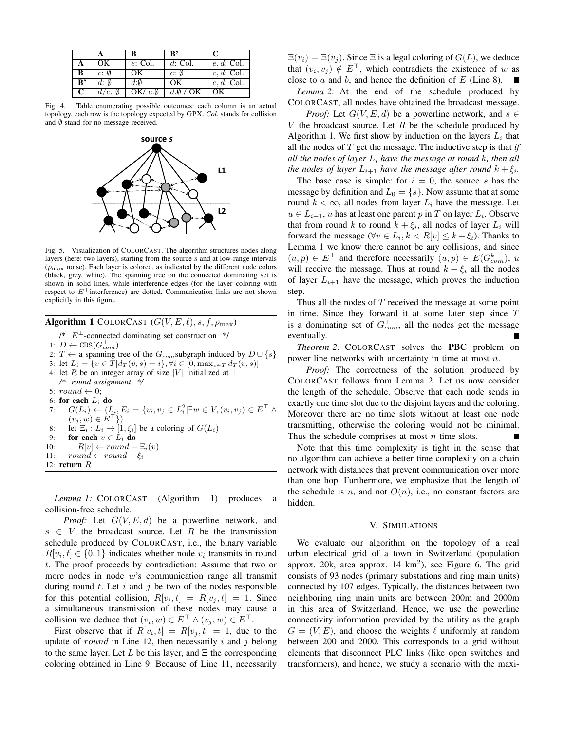|  | **A** | **B** | **B'** | **C** |
| --- | --- | --- | --- | --- |
| **A** | OK | $e$: Col. | $d$: Col. | $e, d$: Col. |
| **B** | $e$: $\emptyset$ | OK | $e$: $\emptyset$ | $e, d$: Col. |
| **B'** | $d$: $\emptyset$ | $d$:$\emptyset$ | OK | $e, d$: Col. |
| **C** | $d/e$: $\emptyset$ | OK/ $e$:$\emptyset$ | $d$:$\emptyset$ / OK | OK |

Fig. 4. Table enumerating possible outcomes: each column is an actual topology, each row is the topology expected by GPX. *Col.* stands for collision and $\emptyset$ stand for no message received.

Fig. 5. Visualization of COLORCAST. The algorithm structures nodes along layers (here: two layers), starting from the source $s$ and at low-range intervals ($\rho_{\max}$ noise). Each layer is colored, as indicated by the different node colors (black, grey, white). The spanning tree on the connected dominating set is shown in solid lines, while interference edges (for the layer coloring with respect to $E^{\top}$ interference) are dotted. Communication links are not shown explicitly in this figure.

**Algorithm 1** COLORCAST $(G(V, E, \ell), s, f, \rho_{\max})$

```
   /* E⊥-connected dominating set construction */
1: D ← CDS(G⊥_com)
2: T ← a spanning tree of the G⊥_com subgraph induced by D ∪ {s}
3: let L_i = {v ∈ T | d_T(v, s) = i}, ∀i ∈ [0, max_{v∈T} d_T(v, s)]
4: let R be an integer array of size |V| initialized at ⊥
   /* round assignment */
5: round ← 0;
6: for each L_i do
7:   G(L_i) ← (L_i, E_i = {v_i, v_j ∈ L_i^2 | ∃w ∈ V, (v_i, v_j) ∈ E^⊤ ∧ (v_j, w) ∈ E^⊤})
8:   let Ξ_i : L_i → [1, ξ_i] be a coloring of G(L_i)
9:   for each v ∈ L_i do
10:    R[v] ← round + Ξ_i(v)
11:  round ← round + ξ_i
12: return R
```

*Lemma 1:* COLORCAST (Algorithm 1) produces a collision-free schedule.

*Proof:* Let $G(V, E, d)$ be a powerline network, and $s \in V$ the broadcast source. Let $R$ be the transmission schedule produced by COLORCAST, i.e., the binary variable $R[v_i, t] \in \{0, 1\}$ indicates whether node $v_i$ transmits in round $t$. The proof proceeds by contradiction: Assume that two or more nodes in node $w$'s communication range all transmit during round $t$. Let $i$ and $j$ be two of the nodes responsible for this potential collision, $R[v_i, t] = R[v_j, t] = 1$. Since a simultaneous transmission of these nodes may cause a collision we deduce that $(v_i, w) \in E^{\top} \wedge (v_j, w) \in E^{\top}$.

First observe that if $R[v_i, t] = R[v_j, t] = 1$, due to the update of $round$ in Line 12, then necessarily $i$ and $j$ belong to the same layer. Let $L$ be this layer, and $\Xi$ the corresponding coloring obtained in Line 9. Because of Line 11, necessarily $\Xi(v_i) = \Xi(v_j)$. Since $\Xi$ is a legal coloring of $G(L)$, we deduce that $(v_i, v_j) \notin E^{\top}$, which contradicts the existence of $w$ as close to $a$ and $b$, and hence the definition of $E$ (Line 8). ■

*Lemma 2:* At the end of the schedule produced by COLORCAST, all nodes have obtained the broadcast message.

*Proof:* Let $G(V, E, d)$ be a powerline network, and $s \in V$ the broadcast source. Let $R$ be the schedule produced by Algorithm 1. We first show by induction on the layers $L_i$ that all the nodes of $T$ get the message. The inductive step is that *if all the nodes of layer $L_i$ have the message at round $k$, then all the nodes of layer $L_{i+1}$ have the message after round $k + \xi_i$.*

The base case is simple: for $i = 0$, the source $s$ has the message by definition and $L_0 = \{s\}$. Now assume that at some round $k < \infty$, all nodes from layer $L_i$ have the message. Let $u \in L_{i+1}$, $u$ has at least one parent $p$ in $T$ on layer $L_i$. Observe that from round $k$ to round $k + \xi_i$, all nodes of layer $L_i$ will forward the message ($\forall v \in L_i, k < R[v] \leq k + \xi_i$). Thanks to Lemma 1 we know there cannot be any collisions, and since $(u, p) \in E^{\perp}$ and therefore necessarily $(u, p) \in E(G^k_{com})$, $u$ will receive the message. Thus at round $k + \xi_i$ all the nodes of layer $L_{i+1}$ have the message, which proves the induction step.

Thus all the nodes of $T$ received the message at some point in time. Since they forward it at some later step since $T$ is a dominating set of $G^{\perp}_{com}$, all the nodes get the message eventually. ■

*Theorem 2:* COLORCAST solves the **PBC** problem on power line networks with uncertainty in time at most $n$.

*Proof:* The correctness of the solution produced by COLORCAST follows from Lemma 2. Let us now consider the length of the schedule. Observe that each node sends in exactly one time slot due to the disjoint layers and the coloring. Moreover there are no time slots without at least one node transmitting, otherwise the coloring would not be minimal. Thus the schedule comprises at most $n$ time slots. ■

Note that this time complexity is tight in the sense that no algorithm can achieve a better time complexity on a chain network with distances that prevent communication over more than one hop. Furthermore, we emphasize that the length of the schedule is $n$, and not $O(n)$, i.e., no constant factors are hidden.

## V. SIMULATIONS

We evaluate our algorithm on the topology of a real urban electrical grid of a town in Switzerland (population approx. 20k, area approx. 14 km$^2$), see Figure 6. The grid consists of 93 nodes (primary substations and ring main units) connected by 107 edges. Typically, the distances between two neighboring ring main units are between 200m and 2000m in this area of Switzerland. Hence, we use the powerline connectivity information provided by the utility as the graph $G = (V, E)$, and choose the weights $\ell$ uniformly at random between 200 and 2000. This corresponds to a grid without elements that disconnect PLC links (like open switches and transformers), and hence, we study a scenario with the maxi-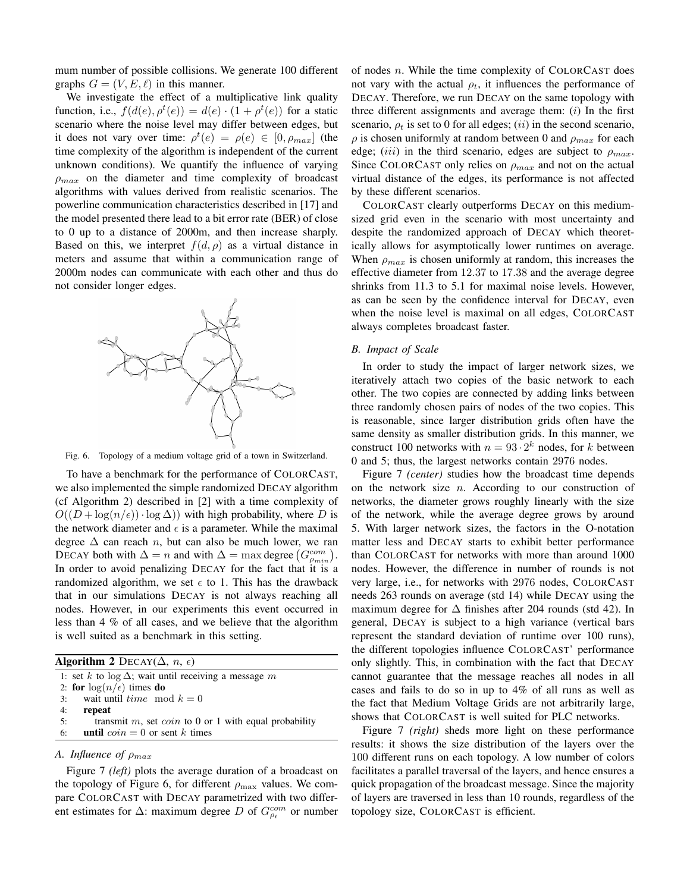mum number of possible collisions. We generate 100 different graphs $G = (V, E, \ell)$ in this manner.

We investigate the effect of a multiplicative link quality function, i.e., $f(d(e), \rho^t(e)) = d(e) \cdot (1 + \rho^t(e))$ for a static scenario where the noise level may differ between edges, but it does not vary over time: $\rho^t(e) = \rho(e) \in [0, \rho_{max}]$ (the time complexity of the algorithm is independent of the current unknown conditions). We quantify the influence of varying $\rho_{max}$ on the diameter and time complexity of broadcast algorithms with values derived from realistic scenarios. The powerline communication characteristics described in [17] and the model presented there lead to a bit error rate (BER) of close to 0 up to a distance of 2000m, and then increase sharply. Based on this, we interpret $f(d, \rho)$ as a virtual distance in meters and assume that within a communication range of 2000m nodes can communicate with each other and thus do not consider longer edges.

Fig. 6. Topology of a medium voltage grid of a town in Switzerland.

To have a benchmark for the performance of COLORCAST, we also implemented the simple randomized DECAY algorithm (cf Algorithm 2) described in [2] with a time complexity of $O((D + \log(n/\epsilon)) \cdot \log \Delta))$ with high probability, where $D$ is the network diameter and $\epsilon$ is a parameter. While the maximal degree $\Delta$ can reach $n$, but can also be much lower, we ran DECAY both with $\Delta = n$ and with $\Delta = \max \text{degree}\left(G^{com}_{\rho_{min}}\right)$. In order to avoid penalizing DECAY for the fact that it is a randomized algorithm, we set $\epsilon$ to 1. This has the drawback that in our simulations DECAY is not always reaching all nodes. However, in our experiments this event occurred in less than 4 % of all cases, and we believe that the algorithm is well suited as a benchmark in this setting.

**Algorithm 2** DECAY($\Delta$, $n$, $\epsilon$)

```
1: set k to log Δ; wait until receiving a message m
2: for log(n/ε) times do
3:    wait until time mod k = 0
4:    repeat
5:       transmit m, set coin to 0 or 1 with equal probability
6:    until coin = 0 or sent k times
```

### A. Influence of $\rho_{max}$

Figure 7 *(left)* plots the average duration of a broadcast on the topology of Figure 6, for different $\rho_{\max}$ values. We compare COLORCAST with DECAY parametrized with two different estimates for $\Delta$: maximum degree $D$ of $G^{com}_{\rho_t}$ or number of nodes $n$. While the time complexity of COLORCAST does not vary with the actual $\rho_t$, it influences the performance of DECAY. Therefore, we run DECAY on the same topology with three different assignments and average them: $(i)$ In the first scenario, $\rho_t$ is set to 0 for all edges; $(ii)$ in the second scenario, $\rho$ is chosen uniformly at random between 0 and $\rho_{max}$ for each edge; $(iii)$ in the third scenario, edges are subject to $\rho_{max}$. Since COLORCAST only relies on $\rho_{max}$ and not on the actual virtual distance of the edges, its performance is not affected by these different scenarios.

COLORCAST clearly outperforms DECAY on this medium-sized grid even in the scenario with most uncertainty and despite the randomized approach of DECAY which theoretically allows for asymptotically lower runtimes on average. When $\rho_{max}$ is chosen uniformly at random, this increases the effective diameter from 12.37 to 17.38 and the average degree shrinks from 11.3 to 5.1 for maximal noise levels. However, as can be seen by the confidence interval for DECAY, even when the noise level is maximal on all edges, COLORCAST always completes broadcast faster.

### B. Impact of Scale

In order to study the impact of larger network sizes, we iteratively attach two copies of the basic network to each other. The two copies are connected by adding links between three randomly chosen pairs of nodes of the two copies. This is reasonable, since larger distribution grids often have the same density as smaller distribution grids. In this manner, we construct 100 networks with $n = 93 \cdot 2^k$ nodes, for $k$ between 0 and 5; thus, the largest networks contain 2976 nodes.

Figure 7 *(center)* studies how the broadcast time depends on the network size $n$. According to our construction of networks, the diameter grows roughly linearly with the size of the network, while the average degree grows by around 5. With larger network sizes, the factors in the O-notation matter less and DECAY starts to exhibit better performance than COLORCAST for networks with more than around 1000 nodes. However, the difference in number of rounds is not very large, i.e., for networks with 2976 nodes, COLORCAST needs 263 rounds on average (std 14) while DECAY using the maximum degree for $\Delta$ finishes after 204 rounds (std 42). In general, DECAY is subject to a high variance (vertical bars represent the standard deviation of runtime over 100 runs), the different topologies influence COLORCAST' performance only slightly. This, in combination with the fact that DECAY cannot guarantee that the message reaches all nodes in all cases and fails to do so in up to 4% of all runs as well as the fact that Medium Voltage Grids are not arbitrarily large, shows that COLORCAST is well suited for PLC networks.

Figure 7 *(right)* sheds more light on these performance results: it shows the size distribution of the layers over the 100 different runs on each topology. A low number of colors facilitates a parallel traversal of the layers, and hence ensures a quick propagation of the broadcast message. Since the majority of layers are traversed in less than 10 rounds, regardless of the topology size, COLORCAST is efficient.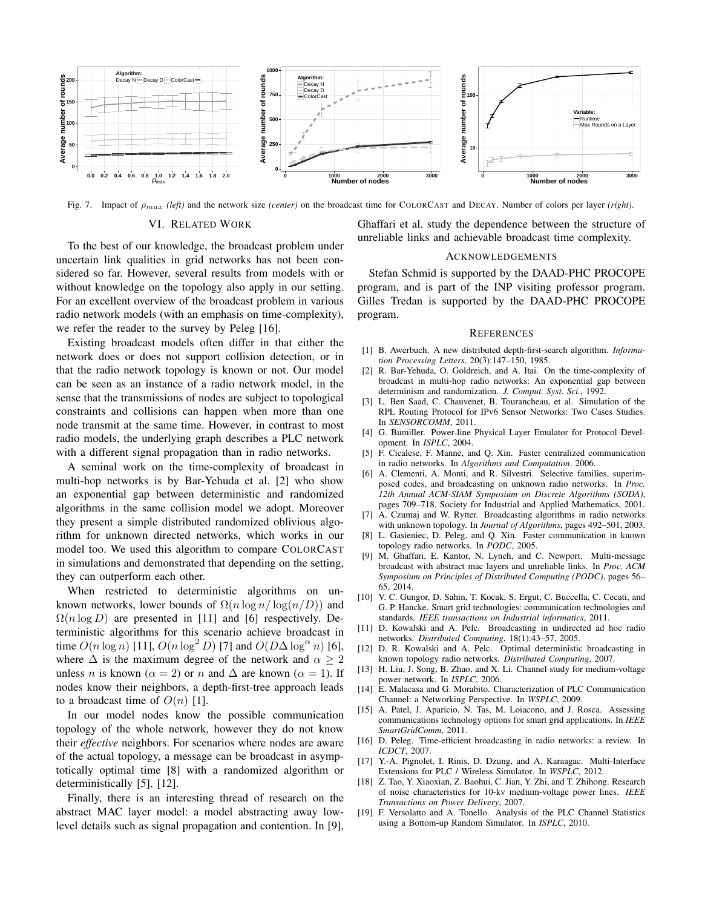Algorithm:
Decay N
Decay D
ColorCast
Average number of rounds
0
50
100
150
200
0.0 0.2 0.4 0.6 0.8 1.0 1.2 1.4 1.6 1.8 2.0
$\rho_{max}$

Algorithm:
Decay N
Decay D
ColorCast
Average number of rounds
0
250
500
750
1000
0 1000 2000 3000
Number of nodes

Variable:
Runtime
Max Rounds on a Layer
Average number of rounds
10
100
0 1000 2000 3000
Number of nodes

Fig. 7. Impact of $\rho_{max}$ *(left)* and the network size *(center)* on the broadcast time for COLORCAST and DECAY. Number of colors per layer *(right)*.

## VI. Related Work

To the best of our knowledge, the broadcast problem under uncertain link qualities in grid networks has not been considered so far. However, several results from models with or without knowledge on the topology also apply in our setting. For an excellent overview of the broadcast problem in various radio network models (with an emphasis on time-complexity), we refer the reader to the survey by Peleg [16].

Existing broadcast models often differ in that either the network does or does not support collision detection, or in that the radio network topology is known or not. Our model can be seen as an instance of a radio network model, in the sense that the transmissions of nodes are subject to topological constraints and collisions can happen when more than one node transmit at the same time. However, in contrast to most radio models, the underlying graph describes a PLC network with a different signal propagation than in radio networks.

A seminal work on the time-complexity of broadcast in multi-hop networks is by Bar-Yehuda et al. [2] who show an exponential gap between deterministic and randomized algorithms in the same collision model we adopt. Moreover they present a simple distributed randomized oblivious algorithm for unknown directed networks, which works in our model too. We used this algorithm to compare COLORCAST in simulations and demonstrated that depending on the setting, they can outperform each other.

When restricted to deterministic algorithms on unknown networks, lower bounds of $\Omega(n \log n / \log(n/D))$ and $\Omega(n \log D)$ are presented in [11] and [6] respectively. Deterministic algorithms for this scenario achieve broadcast in time $O(n \log n)$ [11], $O(n \log^2 D)$ [7] and $O(D\Delta \log^\alpha n)$ [6], where $\Delta$ is the maximum degree of the network and $\alpha \geq 2$ unless $n$ is known ($\alpha = 2$) or $n$ and $\Delta$ are known ($\alpha = 1$). If nodes know their neighbors, a depth-first-tree approach leads to a broadcast time of $O(n)$ [1].

In our model nodes know the possible communication topology of the whole network, however they do not know their *effective* neighbors. For scenarios where nodes are aware of the actual topology, a message can be broadcast in asymptotically optimal time [8] with a randomized algorithm or deterministically [5], [12].

Finally, there is an interesting thread of research on the abstract MAC layer model: a model abstracting away low-level details such as signal propagation and contention. In [9], Ghaffari et al. study the dependence between the structure of unreliable links and achievable broadcast time complexity.

### Acknowledgements

Stefan Schmid is supported by the DAAD-PHC PROCOPE program, and is part of the INP visiting professor program. Gilles Tredan is supported by the DAAD-PHC PROCOPE program.

### References

[1] B. Awerbuch. A new distributed depth-first-search algorithm. *Information Processing Letters*, 20(3):147–150, 1985.

[2] R. Bar-Yehuda, O. Goldreich, and A. Itai. On the time-complexity of broadcast in multi-hop radio networks: An exponential gap between determinism and randomization. *J. Comput. Syst. Sci.*, 1992.

[3] L. Ben Saad, C. Chauvenet, B. Tourancheau, et al. Simulation of the RPL Routing Protocol for IPv6 Sensor Networks: Two Cases Studies. In *SENSORCOMM*, 2011.

[4] G. Bumiller. Power-line Physical Layer Emulator for Protocol Development. In *ISPLC*, 2004.

[5] F. Cicalese, F. Manne, and Q. Xin. Faster centralized communication in radio networks. In *Algorithms and Computation*. 2006.

[6] A. Clementi, A. Monti, and R. Silvestri. Selective families, superimposed codes, and broadcasting on unknown radio networks. In *Proc. 12th Annual ACM-SIAM Symposium on Discrete Algorithms (SODA)*, pages 709–718. Society for Industrial and Applied Mathematics, 2001.

[7] A. Czumaj and W. Rytter. Broadcasting algorithms in radio networks with unknown topology. In *Journal of Algorithms*, pages 492–501, 2003.

[8] L. Gasieniec, D. Peleg, and Q. Xin. Faster communication in known topology radio networks. In *PODC*, 2005.

[9] M. Ghaffari, E. Kantor, N. Lynch, and C. Newport. Multi-message broadcast with abstract mac layers and unreliable links. In *Proc. ACM Symposium on Principles of Distributed Computing (PODC)*, pages 56–65, 2014.

[10] V. C. Gungor, D. Sahin, T. Kocak, S. Ergut, C. Buccella, C. Cecati, and G. P. Hancke. Smart grid technologies: communication technologies and standards. *IEEE transactions on Industrial informatics*, 2011.

[11] D. Kowalski and A. Pelc. Broadcasting in undirected ad hoc radio networks. *Distributed Computing*, 18(1):43–57, 2005.

[12] D. R. Kowalski and A. Pelc. Optimal deterministic broadcasting in known topology radio networks. *Distributed Computing*, 2007.

[13] H. Liu, J. Song, B. Zhao, and X. Li. Channel study for medium-voltage power network. In *ISPLC*, 2006.

[14] E. Malacasa and G. Morabito. Characterization of PLC Communication Channel: a Networking Perspective. In *WSPLC*, 2009.

[15] A. Patel, J. Aparicio, N. Tas, M. Loiacono, and J. Rosca. Assessing communications technology options for smart grid applications. In *IEEE SmartGridComm*, 2011.

[16] D. Peleg. Time-efficient broadcasting in radio networks: a review. In *ICDCT*, 2007.

[17] Y.-A. Pignolet, I. Rinis, D. Dzung, and A. Karaagac. Multi-Interface Extensions for PLC / Wireless Simulator. In *WSPLC*, 2012.

[18] Z. Tao, Y. Xiaoxian, Z. Baohui, C. Jian, Y. Zhi, and T. Zhihong. Research of noise characteristics for 10-kv medium-voltage power lines. *IEEE Transactions on Power Delivery*, 2007.

[19] F. Versolatto and A. Tonello. Analysis of the PLC Channel Statistics using a Bottom-up Random Simulator. In *ISPLC*, 2010.